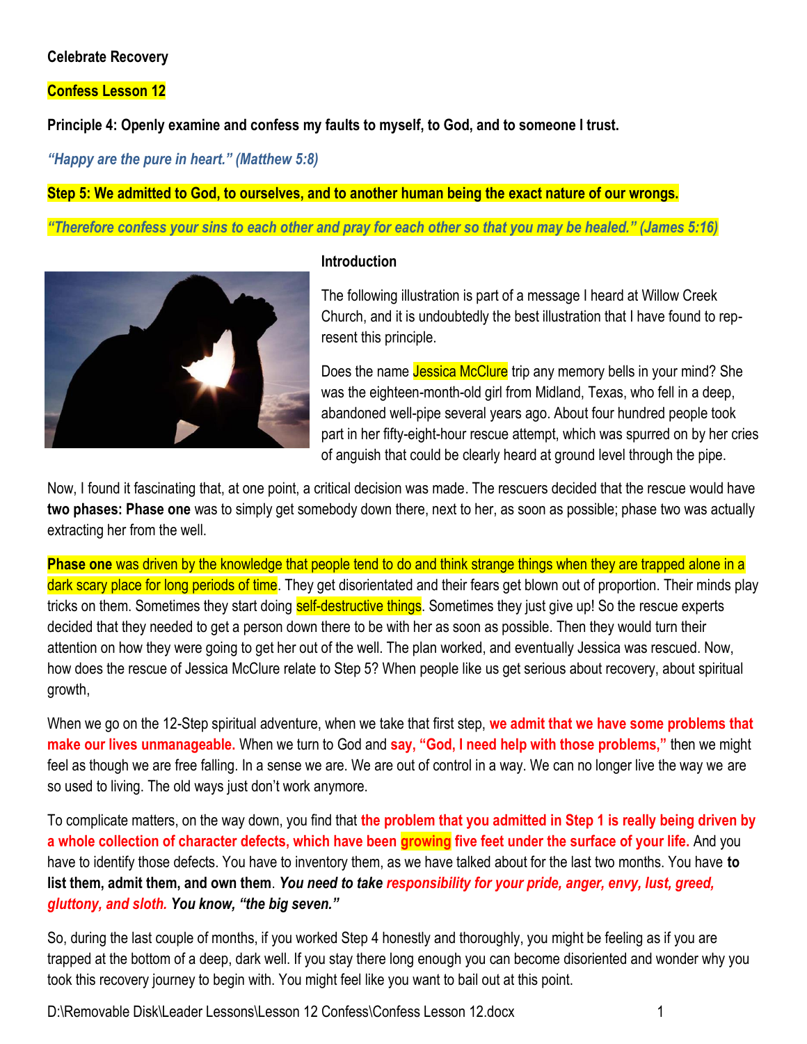**Celebrate Recovery**

**Confess Lesson 12**

**Principle 4: Openly examine and confess my faults to myself, to God, and to someone I trust.**

***"Happy are the pure in heart." (Matthew 5:8)***

**Step 5: We admitted to God, to ourselves, and to another human being the exact nature of our wrongs.**

***"Therefore confess your sins to each other and pray for each other so that you may be healed." (James 5:16)***

**Introduction**

The following illustration is part of a message I heard at Willow Creek Church, and it is undoubtedly the best illustration that I have found to represent this principle.

Does the name Jessica McClure trip any memory bells in your mind? She was the eighteen-month-old girl from Midland, Texas, who fell in a deep, abandoned well-pipe several years ago. About four hundred people took part in her fifty-eight-hour rescue attempt, which was spurred on by her cries of anguish that could be clearly heard at ground level through the pipe.

Now, I found it fascinating that, at one point, a critical decision was made. The rescuers decided that the rescue would have **two phases: Phase one** was to simply get somebody down there, next to her, as soon as possible; phase two was actually extracting her from the well.

**Phase one** was driven by the knowledge that people tend to do and think strange things when they are trapped alone in a dark scary place for long periods of time. They get disorientated and their fears get blown out of proportion. Their minds play tricks on them. Sometimes they start doing self-destructive things. Sometimes they just give up! So the rescue experts decided that they needed to get a person down there to be with her as soon as possible. Then they would turn their attention on how they were going to get her out of the well. The plan worked, and eventually Jessica was rescued. Now, how does the rescue of Jessica McClure relate to Step 5? When people like us get serious about recovery, about spiritual growth,

When we go on the 12-Step spiritual adventure, when we take that first step, **we admit that we have some problems that make our lives unmanageable.** When we turn to God and **say, "God, I need help with those problems,"** then we might feel as though we are free falling. In a sense we are. We are out of control in a way. We can no longer live the way we are so used to living. The old ways just don't work anymore.

To complicate matters, on the way down, you find that **the problem that you admitted in Step 1 is really being driven by a whole collection of character defects, which have been growing five feet under the surface of your life.** And you have to identify those defects. You have to inventory them, as we have talked about for the last two months. You have **to list them, admit them, and own them**. ***You need to take responsibility for your pride, anger, envy, lust, greed, gluttony, and sloth. You know, "the big seven."***

So, during the last couple of months, if you worked Step 4 honestly and thoroughly, you might be feeling as if you are trapped at the bottom of a deep, dark well. If you stay there long enough you can become disoriented and wonder why you took this recovery journey to begin with. You might feel like you want to bail out at this point.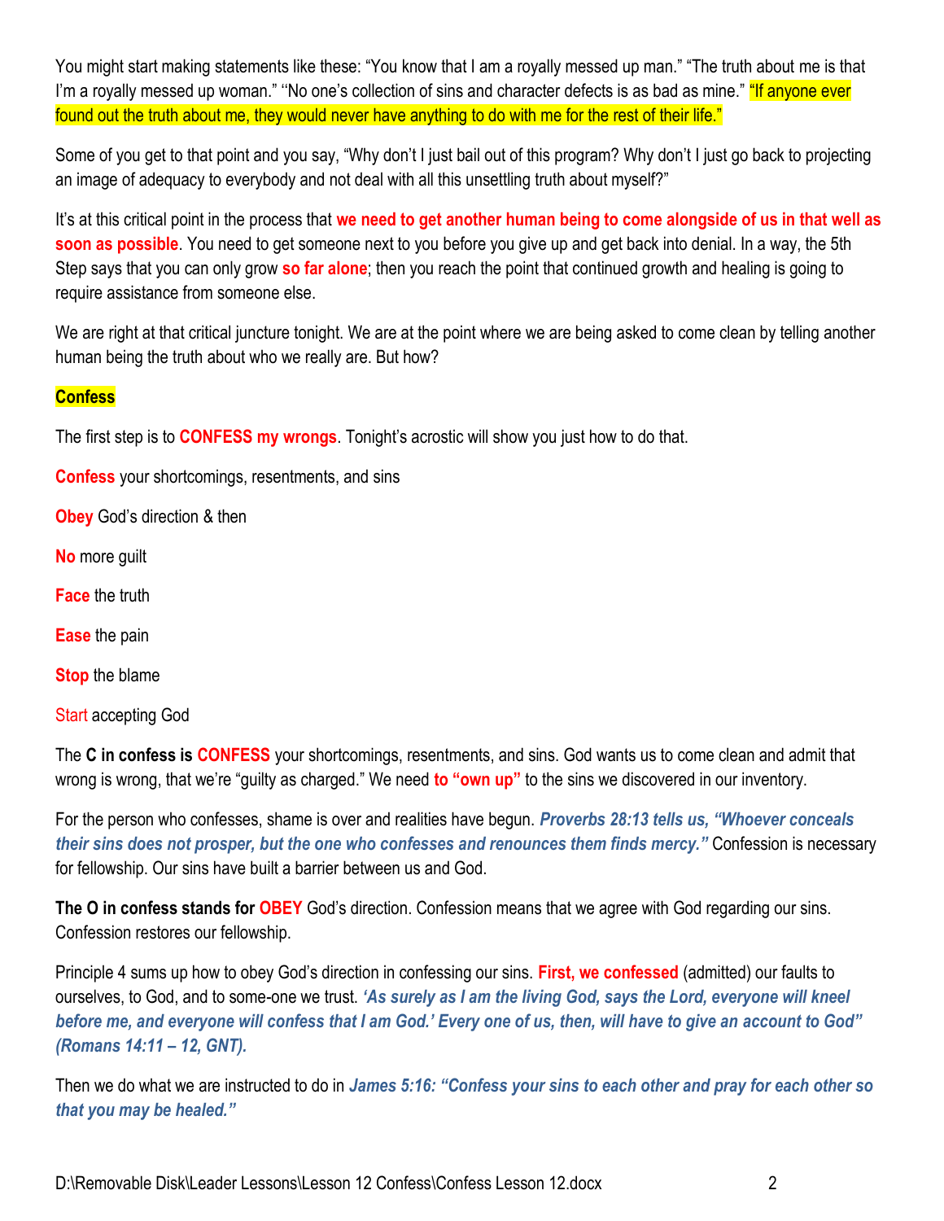You might start making statements like these: “You know that I am a royally messed up man.” “The truth about me is that I’m a royally messed up woman.” ‘‘No one’s collection of sins and character defects is as bad as mine.” “If anyone ever found out the truth about me, they would never have anything to do with me for the rest of their life.”

Some of you get to that point and you say, “Why don’t I just bail out of this program? Why don’t I just go back to projecting an image of adequacy to everybody and not deal with all this unsettling truth about myself?”

It’s at this critical point in the process that **we need to get another human being to come alongside of us in that well as soon as possible**. You need to get someone next to you before you give up and get back into denial. In a way, the 5th Step says that you can only grow **so far alone**; then you reach the point that continued growth and healing is going to require assistance from someone else.

We are right at that critical juncture tonight. We are at the point where we are being asked to come clean by telling another human being the truth about who we really are. But how?

**Confess**

The first step is to **CONFESS my wrongs**. Tonight’s acrostic will show you just how to do that.

**Confess** your shortcomings, resentments, and sins

**Obey** God’s direction & then

**No** more guilt

**Face** the truth

**Ease** the pain

**Stop** the blame

Start accepting God

The **C in confess is CONFESS** your shortcomings, resentments, and sins. God wants us to come clean and admit that wrong is wrong, that we’re “guilty as charged.” We need **to “own up”** to the sins we discovered in our inventory.

For the person who confesses, shame is over and realities have begun. ***Proverbs 28:13 tells us, “Whoever conceals their sins does not prosper, but the one who confesses and renounces them finds mercy.”*** Confession is necessary for fellowship. Our sins have built a barrier between us and God.

**The O in confess stands for OBEY** God’s direction. Confession means that we agree with God regarding our sins. Confession restores our fellowship.

Principle 4 sums up how to obey God’s direction in confessing our sins. **First, we confessed** (admitted) our faults to ourselves, to God, and to some-one we trust. ***‘As surely as I am the living God, says the Lord, everyone will kneel before me, and everyone will confess that I am God.’ Every one of us, then, will have to give an account to God” (Romans 14:11 – 12, GNT).***

Then we do what we are instructed to do in ***James 5:16: “Confess your sins to each other and pray for each other so that you may be healed.”***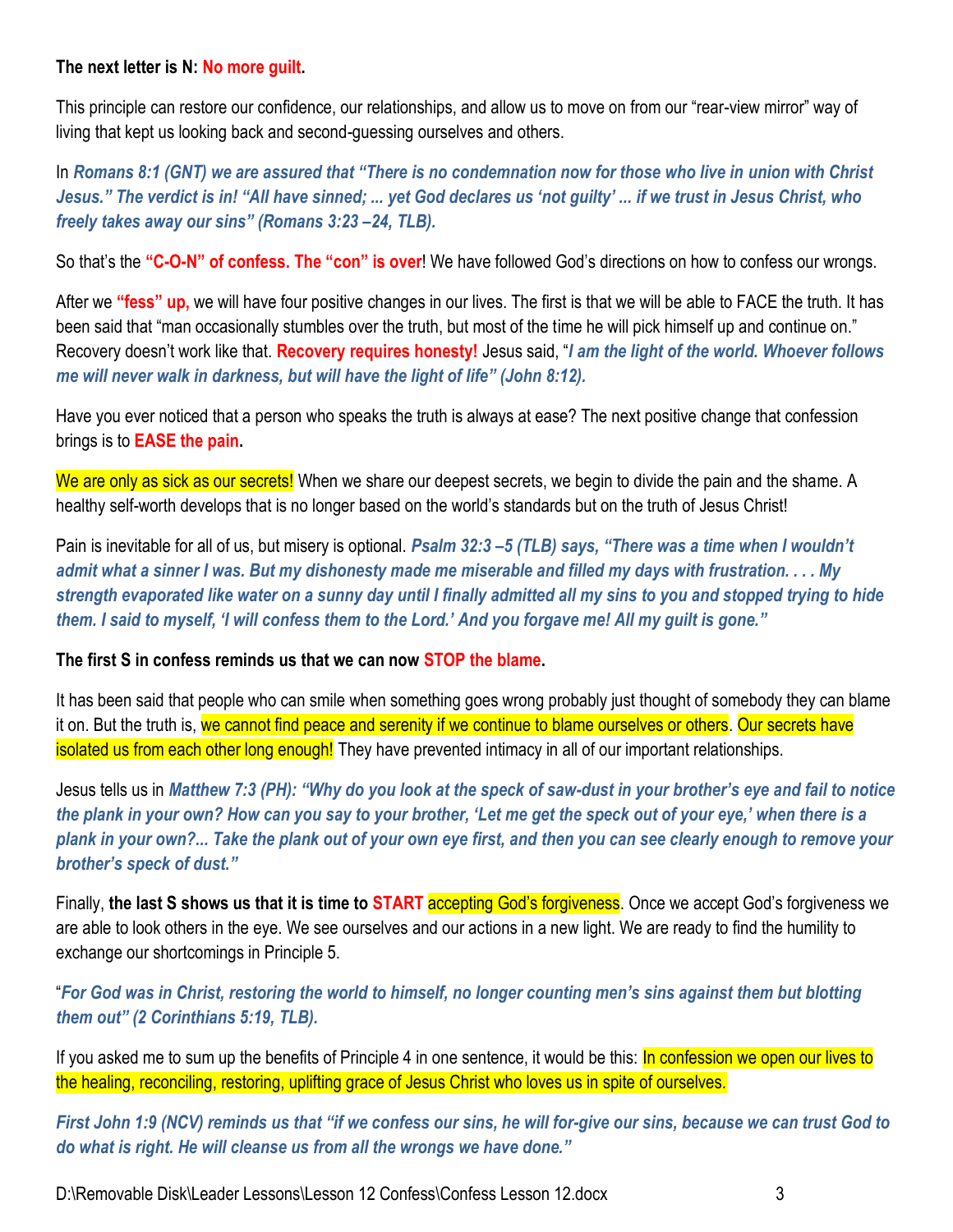**The next letter is N: No more guilt.**

This principle can restore our confidence, our relationships, and allow us to move on from our "rear-view mirror" way of living that kept us looking back and second-guessing ourselves and others.

In ***Romans 8:1 (GNT) we are assured that "There is no condemnation now for those who live in union with Christ Jesus." The verdict is in! "All have sinned; ... yet God declares us 'not guilty' ... if we trust in Jesus Christ, who freely takes away our sins" (Romans 3:23 –24, TLB).***

So that's the **"C-O-N" of confess. The "con" is over**! We have followed God's directions on how to confess our wrongs.

After we **"fess" up,** we will have four positive changes in our lives. The first is that we will be able to FACE the truth. It has been said that "man occasionally stumbles over the truth, but most of the time he will pick himself up and continue on." Recovery doesn't work like that. **Recovery requires honesty!** Jesus said, "***I am the light of the world. Whoever follows me will never walk in darkness, but will have the light of life" (John 8:12).***

Have you ever noticed that a person who speaks the truth is always at ease? The next positive change that confession brings is to **EASE the pain.**

We are only as sick as our secrets! When we share our deepest secrets, we begin to divide the pain and the shame. A healthy self-worth develops that is no longer based on the world's standards but on the truth of Jesus Christ!

Pain is inevitable for all of us, but misery is optional. ***Psalm 32:3 –5 (TLB) says, "There was a time when I wouldn't admit what a sinner I was. But my dishonesty made me miserable and filled my days with frustration. . . . My strength evaporated like water on a sunny day until I finally admitted all my sins to you and stopped trying to hide them. I said to myself, 'I will confess them to the Lord.' And you forgave me! All my guilt is gone."***

**The first S in confess reminds us that we can now STOP the blame.**

It has been said that people who can smile when something goes wrong probably just thought of somebody they can blame it on. But the truth is, we cannot find peace and serenity if we continue to blame ourselves or others. Our secrets have isolated us from each other long enough! They have prevented intimacy in all of our important relationships.

Jesus tells us in ***Matthew 7:3 (PH): "Why do you look at the speck of saw-dust in your brother's eye and fail to notice the plank in your own? How can you say to your brother, 'Let me get the speck out of your eye,' when there is a plank in your own?... Take the plank out of your own eye first, and then you can see clearly enough to remove your brother's speck of dust."***

Finally, **the last S shows us that it is time to START** accepting God's forgiveness. Once we accept God's forgiveness we are able to look others in the eye. We see ourselves and our actions in a new light. We are ready to find the humility to exchange our shortcomings in Principle 5.

"***For God was in Christ, restoring the world to himself, no longer counting men's sins against them but blotting them out" (2 Corinthians 5:19, TLB).***

If you asked me to sum up the benefits of Principle 4 in one sentence, it would be this: In confession we open our lives to the healing, reconciling, restoring, uplifting grace of Jesus Christ who loves us in spite of ourselves.

***First John 1:9 (NCV) reminds us that "if we confess our sins, he will for-give our sins, because we can trust God to do what is right. He will cleanse us from all the wrongs we have done."***

D:\Removable Disk\Leader Lessons\Lesson 12 Confess\Confess Lesson 12.docx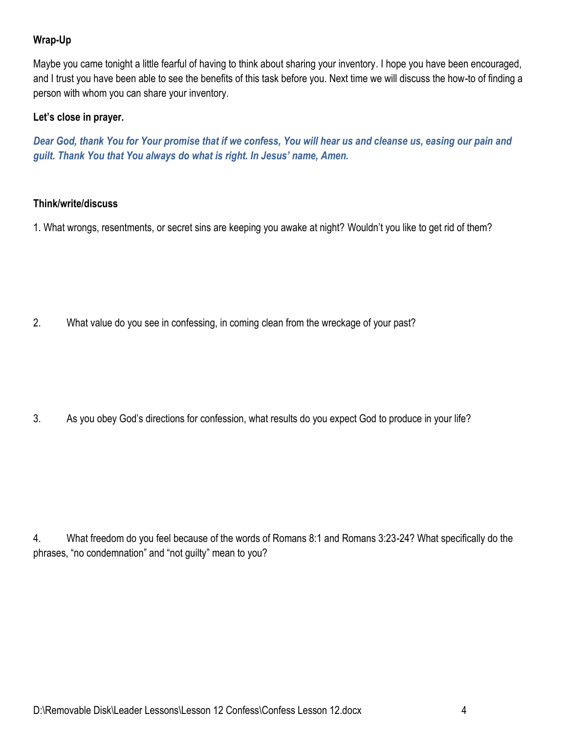**Wrap-Up**

Maybe you came tonight a little fearful of having to think about sharing your inventory. I hope you have been encouraged, and I trust you have been able to see the benefits of this task before you. Next time we will discuss the how-to of finding a person with whom you can share your inventory.

**Let's close in prayer.**

***Dear God, thank You for Your promise that if we confess, You will hear us and cleanse us, easing our pain and guilt. Thank You that You always do what is right. In Jesus' name, Amen.***

**Think/write/discuss**

1. What wrongs, resentments, or secret sins are keeping you awake at night? Wouldn't you like to get rid of them?

2. What value do you see in confessing, in coming clean from the wreckage of your past?

3. As you obey God's directions for confession, what results do you expect God to produce in your life?

4. What freedom do you feel because of the words of Romans 8:1 and Romans 3:23-24? What specifically do the phrases, "no condemnation" and "not guilty" mean to you?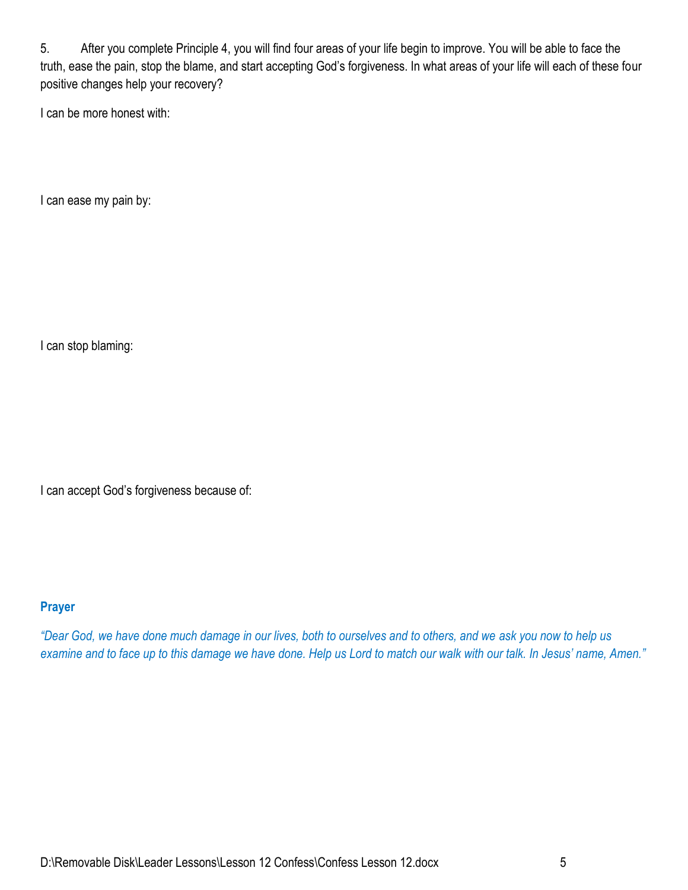5. After you complete Principle 4, you will find four areas of your life begin to improve. You will be able to face the truth, ease the pain, stop the blame, and start accepting God's forgiveness. In what areas of your life will each of these four positive changes help your recovery?

I can be more honest with:

I can ease my pain by:

I can stop blaming:

I can accept God's forgiveness because of:

### Prayer

*"Dear God, we have done much damage in our lives, both to ourselves and to others, and we ask you now to help us examine and to face up to this damage we have done. Help us Lord to match our walk with our talk. In Jesus' name, Amen."*